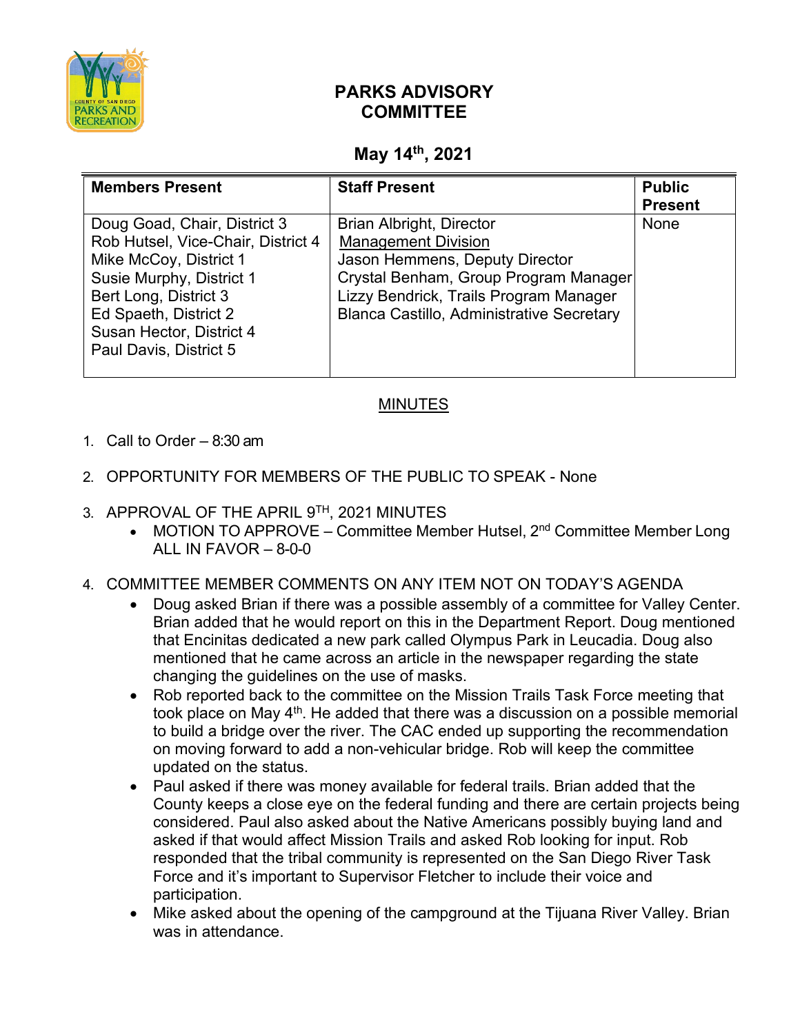# PARKS ADVISORY COMMITTEE

## May 14th, 2021

| Members Present | Staff Present | Public Present |
|---|---|---|
| Doug Goad, Chair, District 3<br>Rob Hutsel, Vice-Chair, District 4<br>Mike McCoy, District 1<br>Susie Murphy, District 1<br>Bert Long, District 3<br>Ed Spaeth, District 2<br>Susan Hector, District 4<br>Paul Davis, District 5 | Brian Albright, Director<br>Management Division<br>Jason Hemmens, Deputy Director<br>Crystal Benham, Group Program Manager<br>Lizzy Bendrick, Trails Program Manager<br>Blanca Castillo, Administrative Secretary | None |

## MINUTES

1. Call to Order – 8:30 am

2. OPPORTUNITY FOR MEMBERS OF THE PUBLIC TO SPEAK - None

3. APPROVAL OF THE APRIL 9TH, 2021 MINUTES
   - MOTION TO APPROVE – Committee Member Hutsel, 2nd Committee Member Long
     ALL IN FAVOR – 8-0-0

4. COMMITTEE MEMBER COMMENTS ON ANY ITEM NOT ON TODAY'S AGENDA
   - Doug asked Brian if there was a possible assembly of a committee for Valley Center. Brian added that he would report on this in the Department Report. Doug mentioned that Encinitas dedicated a new park called Olympus Park in Leucadia. Doug also mentioned that he came across an article in the newspaper regarding the state changing the guidelines on the use of masks.
   - Rob reported back to the committee on the Mission Trails Task Force meeting that took place on May 4th. He added that there was a discussion on a possible memorial to build a bridge over the river. The CAC ended up supporting the recommendation on moving forward to add a non-vehicular bridge. Rob will keep the committee updated on the status.
   - Paul asked if there was money available for federal trails. Brian added that the County keeps a close eye on the federal funding and there are certain projects being considered. Paul also asked about the Native Americans possibly buying land and asked if that would affect Mission Trails and asked Rob looking for input. Rob responded that the tribal community is represented on the San Diego River Task Force and it's important to Supervisor Fletcher to include their voice and participation.
   - Mike asked about the opening of the campground at the Tijuana River Valley. Brian was in attendance.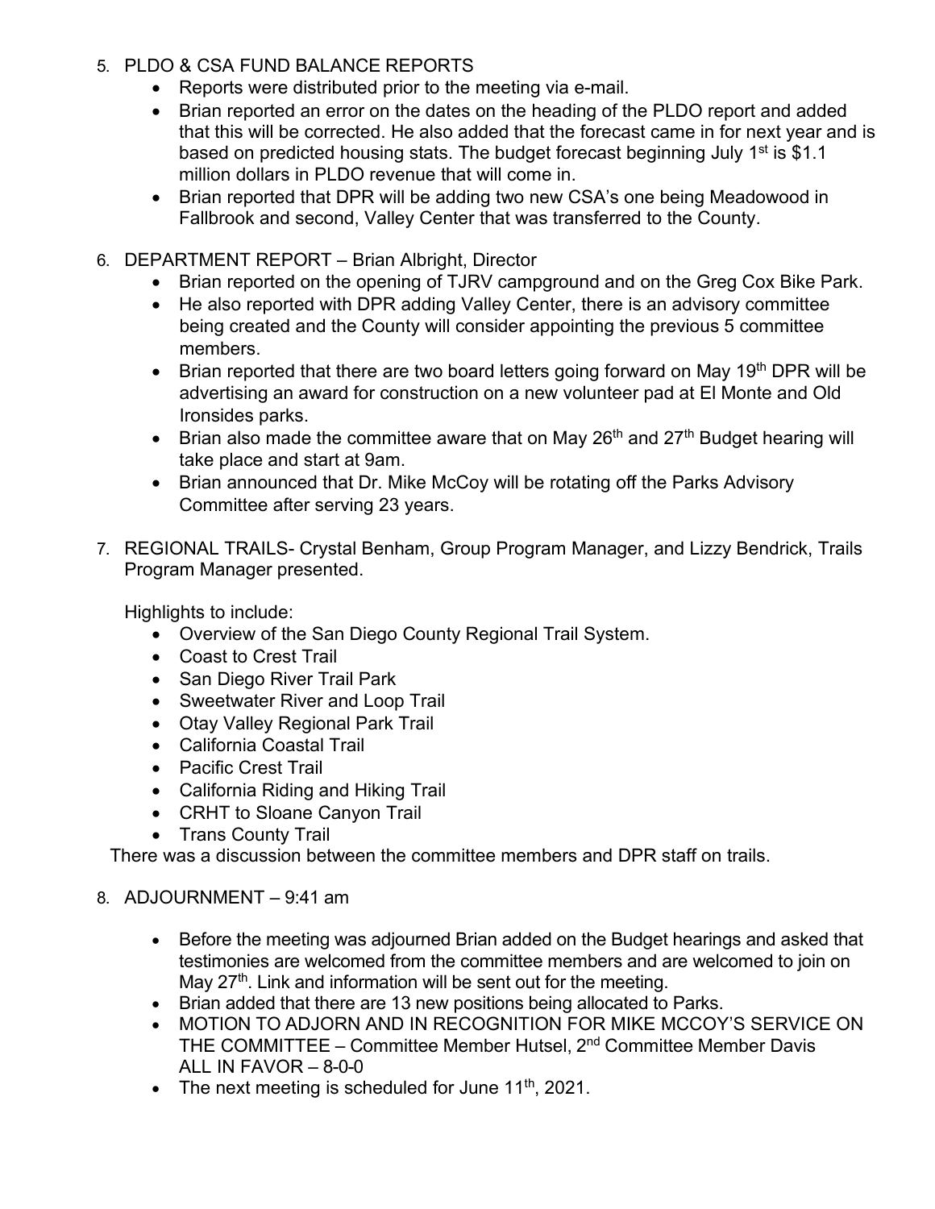5. PLDO & CSA FUND BALANCE REPORTS
   - Reports were distributed prior to the meeting via e-mail.
   - Brian reported an error on the dates on the heading of the PLDO report and added that this will be corrected. He also added that the forecast came in for next year and is based on predicted housing stats. The budget forecast beginning July 1st is $1.1 million dollars in PLDO revenue that will come in.
   - Brian reported that DPR will be adding two new CSA's one being Meadowood in Fallbrook and second, Valley Center that was transferred to the County.

6. DEPARTMENT REPORT – Brian Albright, Director
   - Brian reported on the opening of TJRV campground and on the Greg Cox Bike Park.
   - He also reported with DPR adding Valley Center, there is an advisory committee being created and the County will consider appointing the previous 5 committee members.
   - Brian reported that there are two board letters going forward on May 19th DPR will be advertising an award for construction on a new volunteer pad at El Monte and Old Ironsides parks.
   - Brian also made the committee aware that on May 26th and 27th Budget hearing will take place and start at 9am.
   - Brian announced that Dr. Mike McCoy will be rotating off the Parks Advisory Committee after serving 23 years.

7. REGIONAL TRAILS- Crystal Benham, Group Program Manager, and Lizzy Bendrick, Trails Program Manager presented.

   Highlights to include:
   - Overview of the San Diego County Regional Trail System.
   - Coast to Crest Trail
   - San Diego River Trail Park
   - Sweetwater River and Loop Trail
   - Otay Valley Regional Park Trail
   - California Coastal Trail
   - Pacific Crest Trail
   - California Riding and Hiking Trail
   - CRHT to Sloane Canyon Trail
   - Trans County Trail

   There was a discussion between the committee members and DPR staff on trails.

8. ADJOURNMENT – 9:41 am
   - Before the meeting was adjourned Brian added on the Budget hearings and asked that testimonies are welcomed from the committee members and are welcomed to join on May 27th. Link and information will be sent out for the meeting.
   - Brian added that there are 13 new positions being allocated to Parks.
   - MOTION TO ADJORN AND IN RECOGNITION FOR MIKE MCCOY'S SERVICE ON THE COMMITTEE – Committee Member Hutsel, 2nd Committee Member Davis
     ALL IN FAVOR – 8-0-0
   - The next meeting is scheduled for June 11th, 2021.